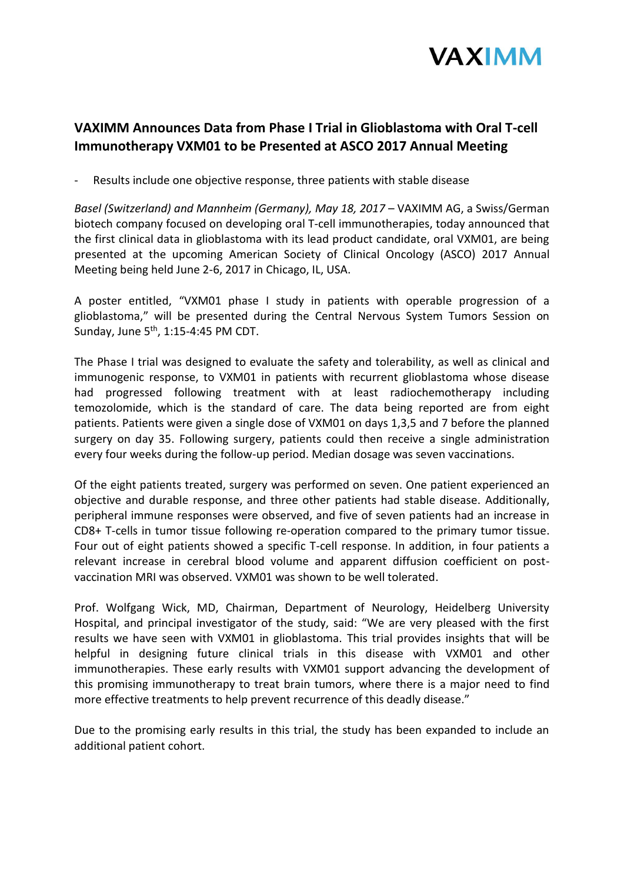VAXIMM

## VAXIMM Announces Data from Phase I Trial in Glioblastoma with Oral T-cell Immunotherapy VXM01 to be Presented at ASCO 2017 Annual Meeting

- Results include one objective response, three patients with stable disease

*Basel (Switzerland) and Mannheim (Germany), May 18, 2017* – VAXIMM AG, a Swiss/German biotech company focused on developing oral T-cell immunotherapies, today announced that the first clinical data in glioblastoma with its lead product candidate, oral VXM01, are being presented at the upcoming American Society of Clinical Oncology (ASCO) 2017 Annual Meeting being held June 2-6, 2017 in Chicago, IL, USA.

A poster entitled, "VXM01 phase I study in patients with operable progression of a glioblastoma," will be presented during the Central Nervous System Tumors Session on Sunday, June 5th, 1:15-4:45 PM CDT.

The Phase I trial was designed to evaluate the safety and tolerability, as well as clinical and immunogenic response, to VXM01 in patients with recurrent glioblastoma whose disease had progressed following treatment with at least radiochemotherapy including temozolomide, which is the standard of care. The data being reported are from eight patients. Patients were given a single dose of VXM01 on days 1,3,5 and 7 before the planned surgery on day 35. Following surgery, patients could then receive a single administration every four weeks during the follow-up period. Median dosage was seven vaccinations.

Of the eight patients treated, surgery was performed on seven. One patient experienced an objective and durable response, and three other patients had stable disease. Additionally, peripheral immune responses were observed, and five of seven patients had an increase in CD8+ T-cells in tumor tissue following re-operation compared to the primary tumor tissue. Four out of eight patients showed a specific T-cell response. In addition, in four patients a relevant increase in cerebral blood volume and apparent diffusion coefficient on post-vaccination MRI was observed. VXM01 was shown to be well tolerated.

Prof. Wolfgang Wick, MD, Chairman, Department of Neurology, Heidelberg University Hospital, and principal investigator of the study, said: "We are very pleased with the first results we have seen with VXM01 in glioblastoma. This trial provides insights that will be helpful in designing future clinical trials in this disease with VXM01 and other immunotherapies. These early results with VXM01 support advancing the development of this promising immunotherapy to treat brain tumors, where there is a major need to find more effective treatments to help prevent recurrence of this deadly disease."

Due to the promising early results in this trial, the study has been expanded to include an additional patient cohort.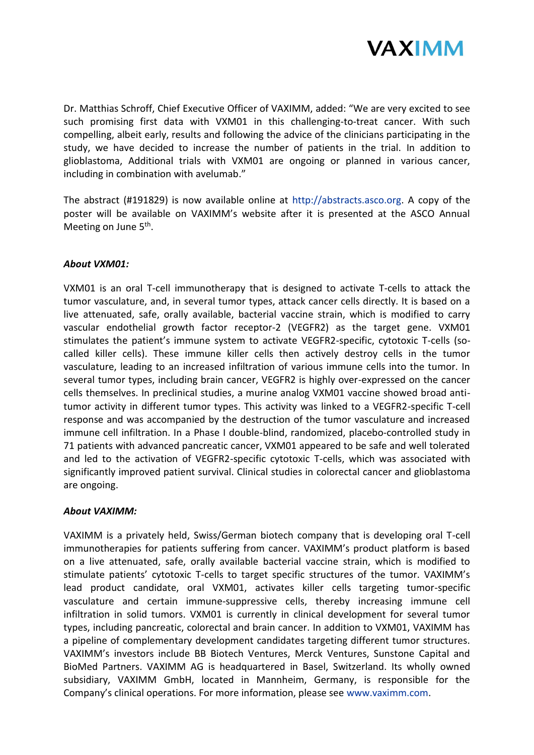Dr. Matthias Schroff, Chief Executive Officer of VAXIMM, added: "We are very excited to see such promising first data with VXM01 in this challenging-to-treat cancer. With such compelling, albeit early, results and following the advice of the clinicians participating in the study, we have decided to increase the number of patients in the trial. In addition to glioblastoma, Additional trials with VXM01 are ongoing or planned in various cancer, including in combination with avelumab."

The abstract (#191829) is now available online at http://abstracts.asco.org. A copy of the poster will be available on VAXIMM's website after it is presented at the ASCO Annual Meeting on June 5th.

***About VXM01:***

VXM01 is an oral T-cell immunotherapy that is designed to activate T-cells to attack the tumor vasculature, and, in several tumor types, attack cancer cells directly. It is based on a live attenuated, safe, orally available, bacterial vaccine strain, which is modified to carry vascular endothelial growth factor receptor-2 (VEGFR2) as the target gene. VXM01 stimulates the patient's immune system to activate VEGFR2-specific, cytotoxic T-cells (so-called killer cells). These immune killer cells then actively destroy cells in the tumor vasculature, leading to an increased infiltration of various immune cells into the tumor. In several tumor types, including brain cancer, VEGFR2 is highly over-expressed on the cancer cells themselves. In preclinical studies, a murine analog VXM01 vaccine showed broad anti-tumor activity in different tumor types. This activity was linked to a VEGFR2-specific T-cell response and was accompanied by the destruction of the tumor vasculature and increased immune cell infiltration. In a Phase I double-blind, randomized, placebo-controlled study in 71 patients with advanced pancreatic cancer, VXM01 appeared to be safe and well tolerated and led to the activation of VEGFR2-specific cytotoxic T-cells, which was associated with significantly improved patient survival. Clinical studies in colorectal cancer and glioblastoma are ongoing.

***About VAXIMM:***

VAXIMM is a privately held, Swiss/German biotech company that is developing oral T-cell immunotherapies for patients suffering from cancer. VAXIMM's product platform is based on a live attenuated, safe, orally available bacterial vaccine strain, which is modified to stimulate patients' cytotoxic T-cells to target specific structures of the tumor. VAXIMM's lead product candidate, oral VXM01, activates killer cells targeting tumor-specific vasculature and certain immune-suppressive cells, thereby increasing immune cell infiltration in solid tumors. VXM01 is currently in clinical development for several tumor types, including pancreatic, colorectal and brain cancer. In addition to VXM01, VAXIMM has a pipeline of complementary development candidates targeting different tumor structures. VAXIMM's investors include BB Biotech Ventures, Merck Ventures, Sunstone Capital and BioMed Partners. VAXIMM AG is headquartered in Basel, Switzerland. Its wholly owned subsidiary, VAXIMM GmbH, located in Mannheim, Germany, is responsible for the Company's clinical operations. For more information, please see www.vaximm.com.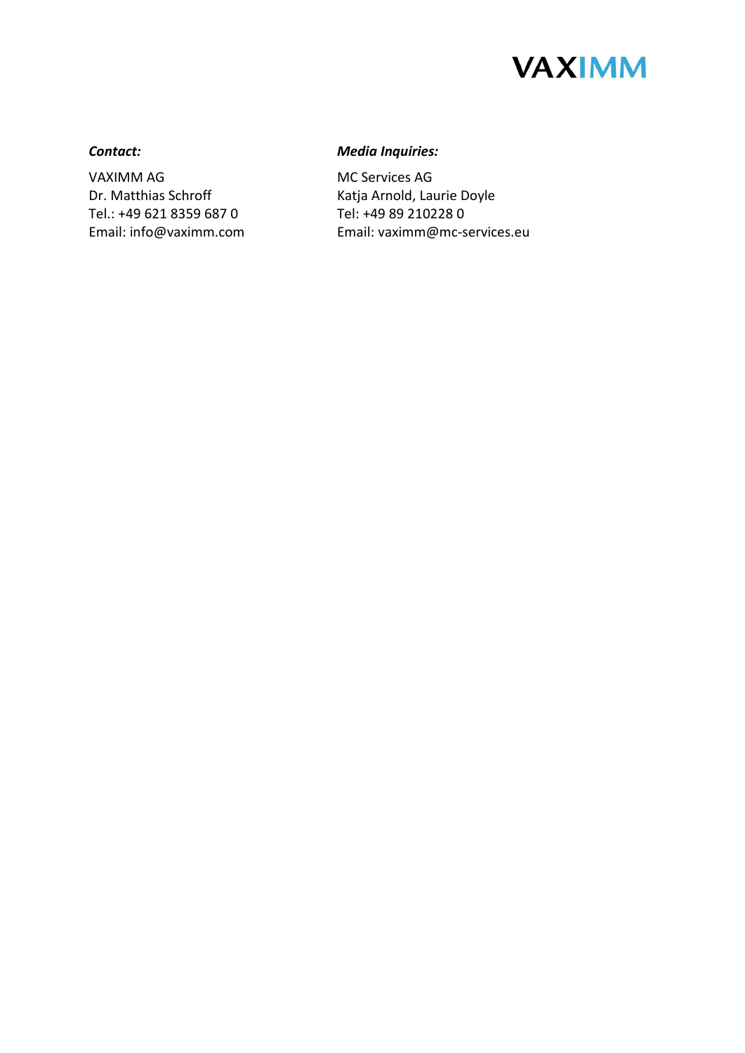*Contact:*

VAXIMM AG
Dr. Matthias Schroff
Tel.: +49 621 8359 687 0
Email: info@vaximm.com

*Media Inquiries:*

MC Services AG
Katja Arnold, Laurie Doyle
Tel: +49 89 210228 0
Email: vaximm@mc-services.eu